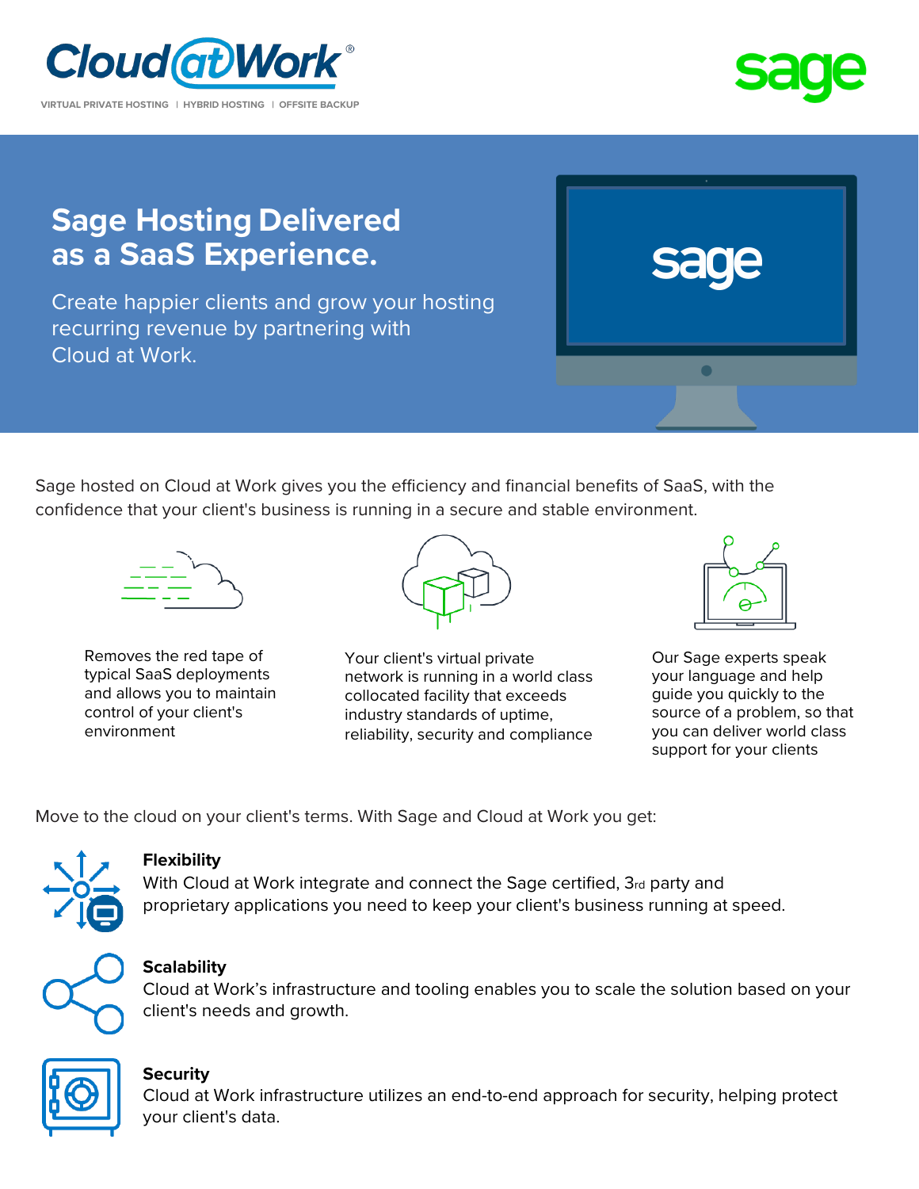Cloud@Work®

VIRTUAL PRIVATE HOSTING | HYBRID HOSTING | OFFSITE BACKUP

sage

# Sage Hosting Delivered as a SaaS Experience.

Create happier clients and grow your hosting recurring revenue by partnering with Cloud at Work.

Sage hosted on Cloud at Work gives you the efficiency and financial benefits of SaaS, with the confidence that your client's business is running in a secure and stable environment.

Removes the red tape of typical SaaS deployments and allows you to maintain control of your client's environment

Your client's virtual private network is running in a world class collocated facility that exceeds industry standards of uptime, reliability, security and compliance

Our Sage experts speak your language and help guide you quickly to the source of a problem, so that you can deliver world class support for your clients

Move to the cloud on your client's terms. With Sage and Cloud at Work you get:

**Flexibility**
With Cloud at Work integrate and connect the Sage certified, 3rd party and proprietary applications you need to keep your client's business running at speed.

**Scalability**
Cloud at Work's infrastructure and tooling enables you to scale the solution based on your client's needs and growth.

**Security**
Cloud at Work infrastructure utilizes an end-to-end approach for security, helping protect your client's data.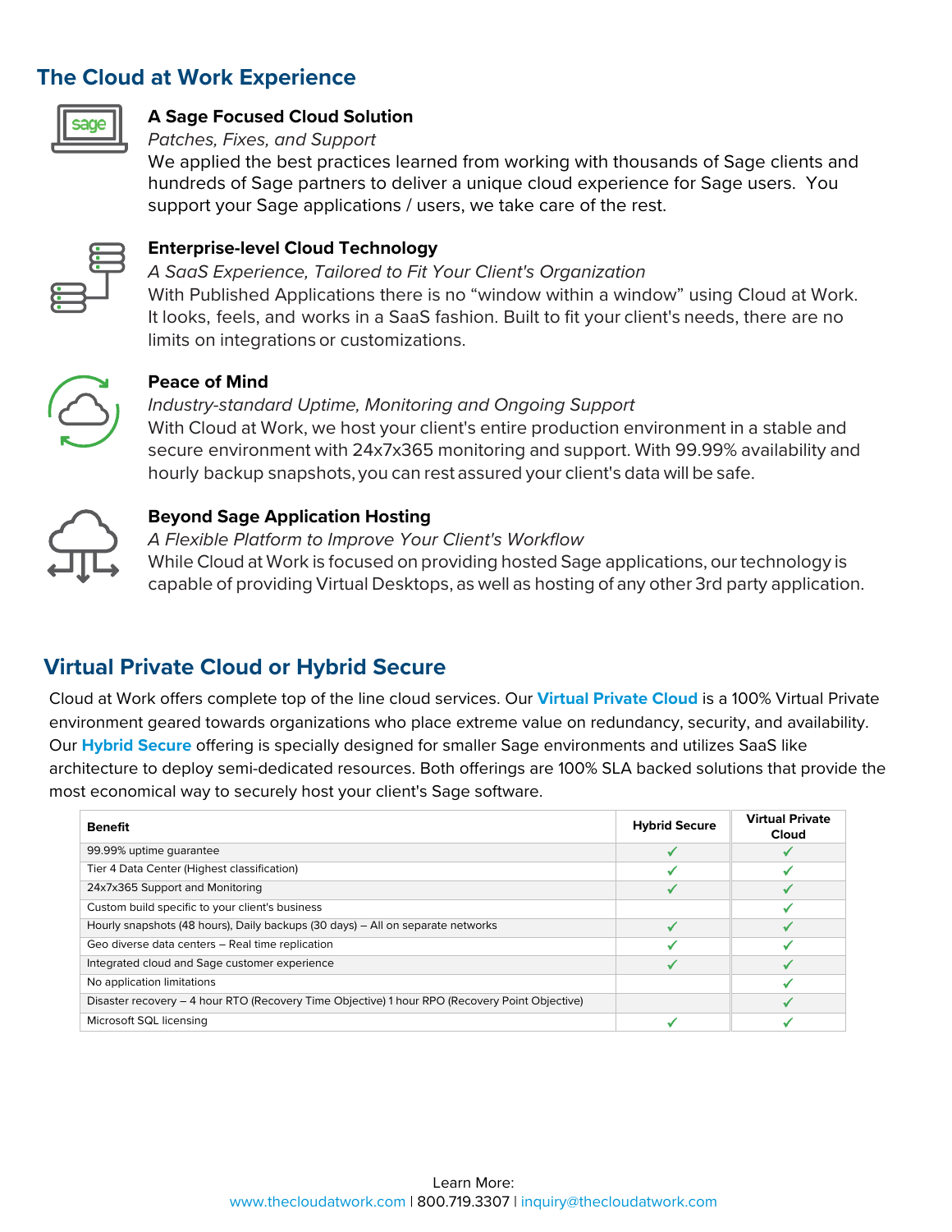## The Cloud at Work Experience

### A Sage Focused Cloud Solution

*Patches, Fixes, and Support*

We applied the best practices learned from working with thousands of Sage clients and hundreds of Sage partners to deliver a unique cloud experience for Sage users. You support your Sage applications / users, we take care of the rest.

### Enterprise-level Cloud Technology

*A SaaS Experience, Tailored to Fit Your Client's Organization*

With Published Applications there is no "window within a window" using Cloud at Work. It looks, feels, and works in a SaaS fashion. Built to fit your client's needs, there are no limits on integrations or customizations.

### Peace of Mind

*Industry-standard Uptime, Monitoring and Ongoing Support*

With Cloud at Work, we host your client's entire production environment in a stable and secure environment with 24x7x365 monitoring and support. With 99.99% availability and hourly backup snapshots, you can rest assured your client's data will be safe.

### Beyond Sage Application Hosting

*A Flexible Platform to Improve Your Client's Workflow*

While Cloud at Work is focused on providing hosted Sage applications, our technology is capable of providing Virtual Desktops, as well as hosting of any other 3rd party application.

## Virtual Private Cloud or Hybrid Secure

Cloud at Work offers complete top of the line cloud services. Our **Virtual Private Cloud** is a 100% Virtual Private environment geared towards organizations who place extreme value on redundancy, security, and availability. Our **Hybrid Secure** offering is specially designed for smaller Sage environments and utilizes SaaS like architecture to deploy semi-dedicated resources. Both offerings are 100% SLA backed solutions that provide the most economical way to securely host your client's Sage software.

| Benefit | Hybrid Secure | Virtual Private Cloud |
|---|---|---|
| 99.99% uptime guarantee | ✓ | ✓ |
| Tier 4 Data Center (Highest classification) | ✓ | ✓ |
| 24x7x365 Support and Monitoring | ✓ | ✓ |
| Custom build specific to your client's business | | ✓ |
| Hourly snapshots (48 hours), Daily backups (30 days) – All on separate networks | ✓ | ✓ |
| Geo diverse data centers – Real time replication | ✓ | ✓ |
| Integrated cloud and Sage customer experience | ✓ | ✓ |
| No application limitations | | ✓ |
| Disaster recovery – 4 hour RTO (Recovery Time Objective) 1 hour RPO (Recovery Point Objective) | | ✓ |
| Microsoft SQL licensing | ✓ | ✓ |

Learn More:
www.thecloudatwork.com | 800.719.3307 | inquiry@thecloudatwork.com